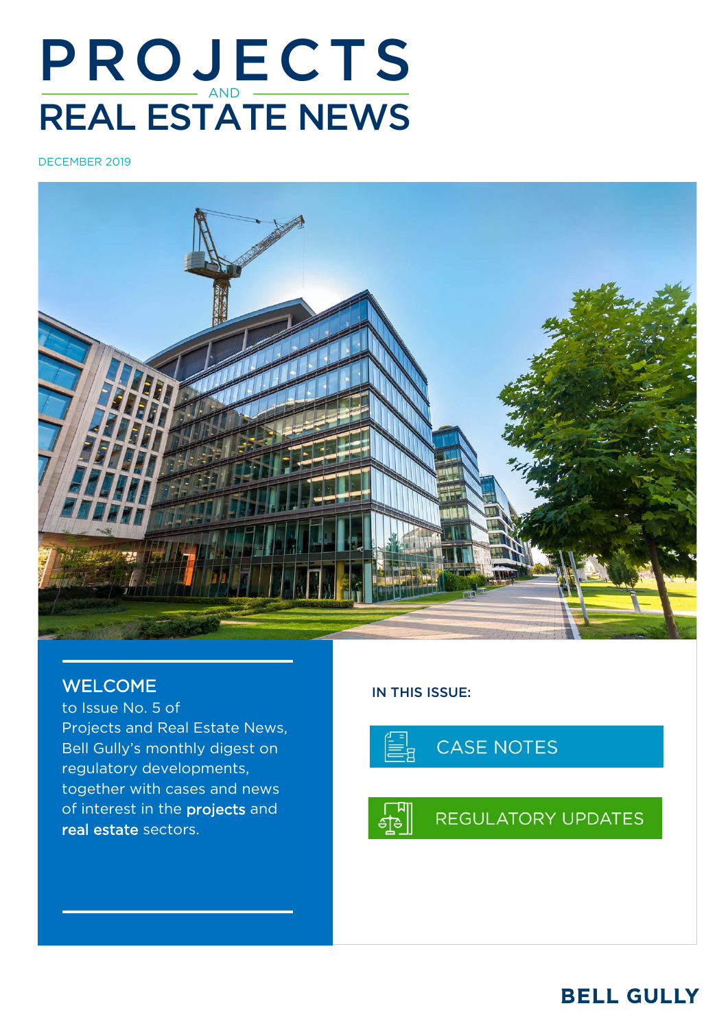# PROJECTS AND REAL ESTATE NEWS

DECEMBER 2019

## WELCOME

to Issue No. 5 of Projects and Real Estate News, Bell Gully's monthly digest on regulatory developments, together with cases and news of interest in the **projects** and **real estate** sectors.

**IN THIS ISSUE:**

- CASE NOTES
- REGULATORY UPDATES

BELL GULLY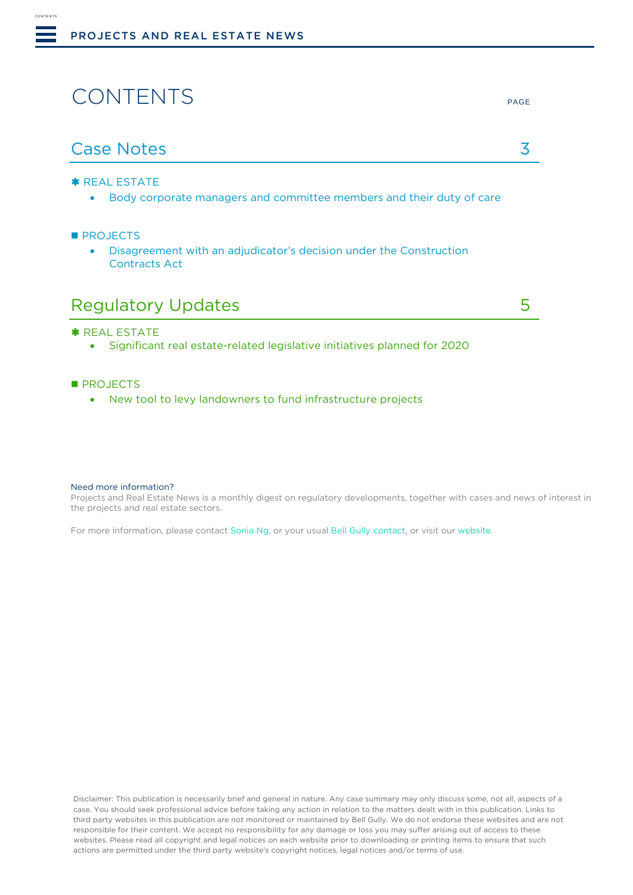# CONTENTS

PAGE

## Case Notes 3

✱ REAL ESTATE

- Body corporate managers and committee members and their duty of care

■ PROJECTS

- Disagreement with an adjudicator's decision under the Construction Contracts Act

## Regulatory Updates 5

✱ REAL ESTATE

- Significant real estate-related legislative initiatives planned for 2020

■ PROJECTS

- New tool to levy landowners to fund infrastructure projects

Need more information?

Projects and Real Estate News is a monthly digest on regulatory developments, together with cases and news of interest in the projects and real estate sectors.

For more information, please contact Sonia Ng, or your usual Bell Gully contact, or visit our website.

Disclaimer: This publication is necessarily brief and general in nature. Any case summary may only discuss some, not all, aspects of a case. You should seek professional advice before taking any action in relation to the matters dealt with in this publication. Links to third party websites in this publication are not monitored or maintained by Bell Gully. We do not endorse these websites and are not responsible for their content. We accept no responsibility for any damage or loss you may suffer arising out of access to these websites. Please read all copyright and legal notices on each website prior to downloading or printing items to ensure that such actions are permitted under the third party website's copyright notices, legal notices and/or terms of use.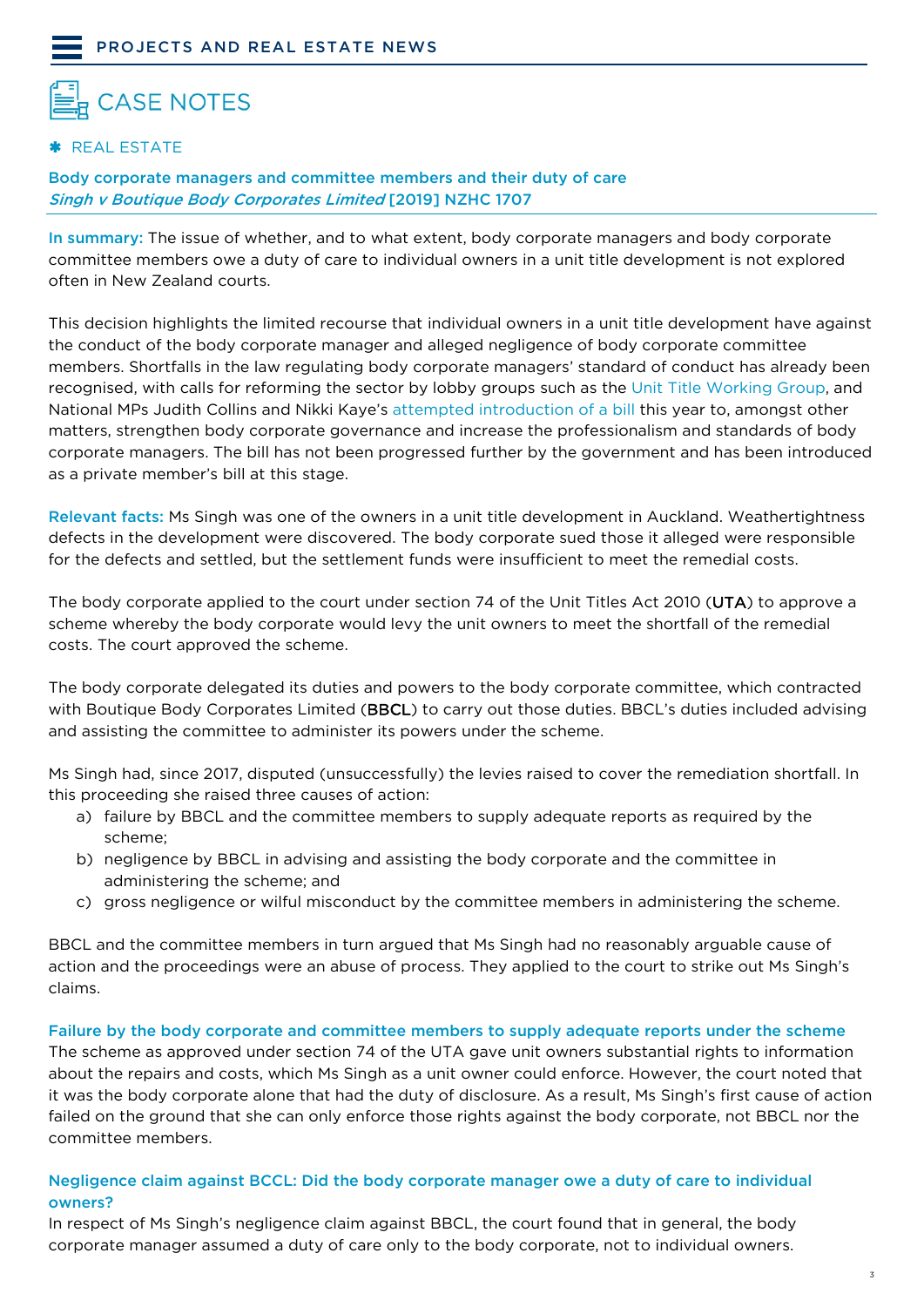# CASE NOTES

✱ REAL ESTATE

## Body corporate managers and committee members and their duty of care *Singh v Boutique Body Corporates Limited* [2019] NZHC 1707

**In summary:** The issue of whether, and to what extent, body corporate managers and body corporate committee members owe a duty of care to individual owners in a unit title development is not explored often in New Zealand courts.

This decision highlights the limited recourse that individual owners in a unit title development have against the conduct of the body corporate manager and alleged negligence of body corporate committee members. Shortfalls in the law regulating body corporate managers' standard of conduct has already been recognised, with calls for reforming the sector by lobby groups such as the Unit Title Working Group, and National MPs Judith Collins and Nikki Kaye's attempted introduction of a bill this year to, amongst other matters, strengthen body corporate governance and increase the professionalism and standards of body corporate managers. The bill has not been progressed further by the government and has been introduced as a private member's bill at this stage.

**Relevant facts:** Ms Singh was one of the owners in a unit title development in Auckland. Weathertightness defects in the development were discovered. The body corporate sued those it alleged were responsible for the defects and settled, but the settlement funds were insufficient to meet the remedial costs.

The body corporate applied to the court under section 74 of the Unit Titles Act 2010 (**UTA**) to approve a scheme whereby the body corporate would levy the unit owners to meet the shortfall of the remedial costs. The court approved the scheme.

The body corporate delegated its duties and powers to the body corporate committee, which contracted with Boutique Body Corporates Limited (**BBCL**) to carry out those duties. BBCL's duties included advising and assisting the committee to administer its powers under the scheme.

Ms Singh had, since 2017, disputed (unsuccessfully) the levies raised to cover the remediation shortfall. In this proceeding she raised three causes of action:

a) failure by BBCL and the committee members to supply adequate reports as required by the scheme;
b) negligence by BBCL in advising and assisting the body corporate and the committee in administering the scheme; and
c) gross negligence or wilful misconduct by the committee members in administering the scheme.

BBCL and the committee members in turn argued that Ms Singh had no reasonably arguable cause of action and the proceedings were an abuse of process. They applied to the court to strike out Ms Singh's claims.

### Failure by the body corporate and committee members to supply adequate reports under the scheme

The scheme as approved under section 74 of the UTA gave unit owners substantial rights to information about the repairs and costs, which Ms Singh as a unit owner could enforce. However, the court noted that it was the body corporate alone that had the duty of disclosure. As a result, Ms Singh's first cause of action failed on the ground that she can only enforce those rights against the body corporate, not BBCL nor the committee members.

### Negligence claim against BCCL: Did the body corporate manager owe a duty of care to individual owners?

In respect of Ms Singh's negligence claim against BBCL, the court found that in general, the body corporate manager assumed a duty of care only to the body corporate, not to individual owners.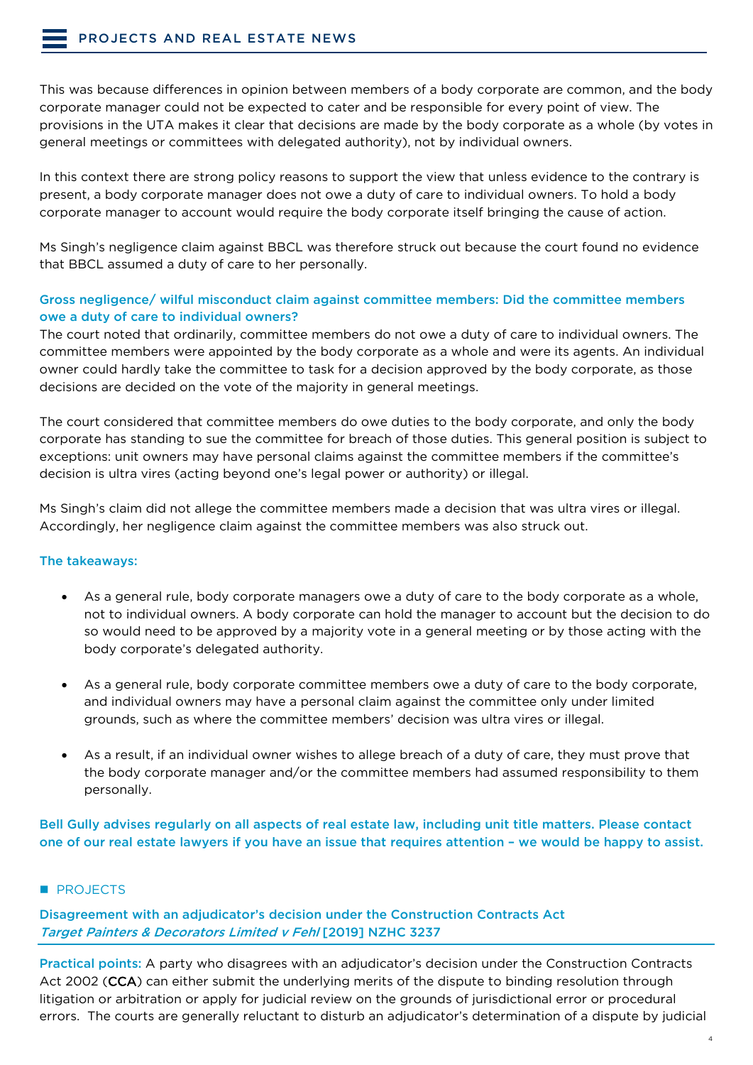This was because differences in opinion between members of a body corporate are common, and the body corporate manager could not be expected to cater and be responsible for every point of view. The provisions in the UTA makes it clear that decisions are made by the body corporate as a whole (by votes in general meetings or committees with delegated authority), not by individual owners.

In this context there are strong policy reasons to support the view that unless evidence to the contrary is present, a body corporate manager does not owe a duty of care to individual owners. To hold a body corporate manager to account would require the body corporate itself bringing the cause of action.

Ms Singh's negligence claim against BBCL was therefore struck out because the court found no evidence that BBCL assumed a duty of care to her personally.

### Gross negligence/ wilful misconduct claim against committee members: Did the committee members owe a duty of care to individual owners?

The court noted that ordinarily, committee members do not owe a duty of care to individual owners. The committee members were appointed by the body corporate as a whole and were its agents. An individual owner could hardly take the committee to task for a decision approved by the body corporate, as those decisions are decided on the vote of the majority in general meetings.

The court considered that committee members do owe duties to the body corporate, and only the body corporate has standing to sue the committee for breach of those duties. This general position is subject to exceptions: unit owners may have personal claims against the committee members if the committee's decision is ultra vires (acting beyond one's legal power or authority) or illegal.

Ms Singh's claim did not allege the committee members made a decision that was ultra vires or illegal. Accordingly, her negligence claim against the committee members was also struck out.

### The takeaways:

- As a general rule, body corporate managers owe a duty of care to the body corporate as a whole, not to individual owners. A body corporate can hold the manager to account but the decision to do so would need to be approved by a majority vote in a general meeting or by those acting with the body corporate's delegated authority.
- As a general rule, body corporate committee members owe a duty of care to the body corporate, and individual owners may have a personal claim against the committee only under limited grounds, such as where the committee members' decision was ultra vires or illegal.
- As a result, if an individual owner wishes to allege breach of a duty of care, they must prove that the body corporate manager and/or the committee members had assumed responsibility to them personally.

**Bell Gully advises regularly on all aspects of real estate law, including unit title matters. Please contact one of our real estate lawyers if you have an issue that requires attention – we would be happy to assist.**

## PROJECTS

### Disagreement with an adjudicator's decision under the Construction Contracts Act
### *Target Painters & Decorators Limited v Fehl* [2019] NZHC 3237

**Practical points:** A party who disagrees with an adjudicator's decision under the Construction Contracts Act 2002 (**CCA**) can either submit the underlying merits of the dispute to binding resolution through litigation or arbitration or apply for judicial review on the grounds of jurisdictional error or procedural errors. The courts are generally reluctant to disturb an adjudicator's determination of a dispute by judicial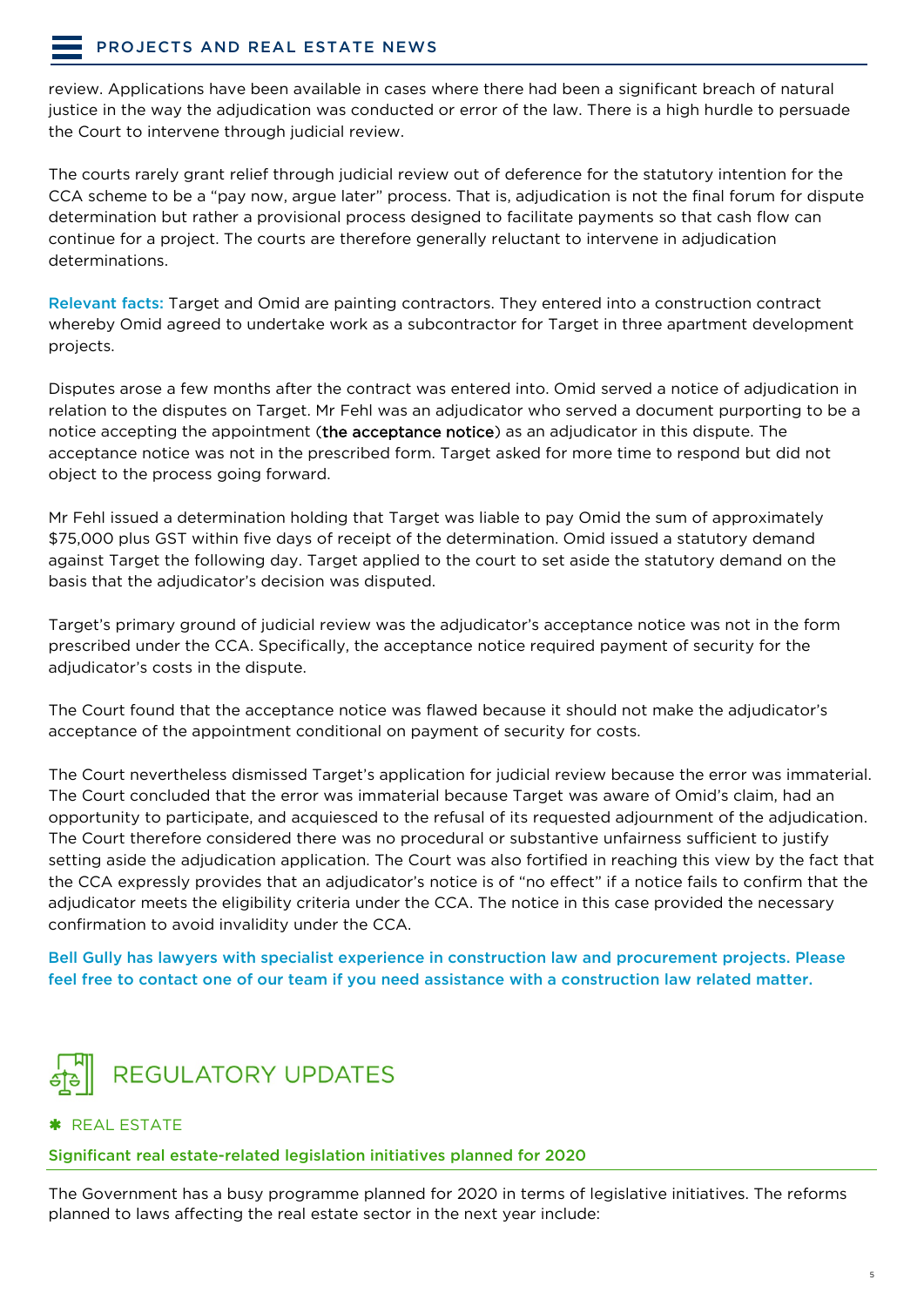review. Applications have been available in cases where there had been a significant breach of natural justice in the way the adjudication was conducted or error of the law. There is a high hurdle to persuade the Court to intervene through judicial review.

The courts rarely grant relief through judicial review out of deference for the statutory intention for the CCA scheme to be a "pay now, argue later" process. That is, adjudication is not the final forum for dispute determination but rather a provisional process designed to facilitate payments so that cash flow can continue for a project. The courts are therefore generally reluctant to intervene in adjudication determinations.

**Relevant facts:** Target and Omid are painting contractors. They entered into a construction contract whereby Omid agreed to undertake work as a subcontractor for Target in three apartment development projects.

Disputes arose a few months after the contract was entered into. Omid served a notice of adjudication in relation to the disputes on Target. Mr Fehl was an adjudicator who served a document purporting to be a notice accepting the appointment (**the acceptance notice**) as an adjudicator in this dispute. The acceptance notice was not in the prescribed form. Target asked for more time to respond but did not object to the process going forward.

Mr Fehl issued a determination holding that Target was liable to pay Omid the sum of approximately $75,000 plus GST within five days of receipt of the determination. Omid issued a statutory demand against Target the following day. Target applied to the court to set aside the statutory demand on the basis that the adjudicator's decision was disputed.

Target's primary ground of judicial review was the adjudicator's acceptance notice was not in the form prescribed under the CCA. Specifically, the acceptance notice required payment of security for the adjudicator's costs in the dispute.

The Court found that the acceptance notice was flawed because it should not make the adjudicator's acceptance of the appointment conditional on payment of security for costs.

The Court nevertheless dismissed Target's application for judicial review because the error was immaterial. The Court concluded that the error was immaterial because Target was aware of Omid's claim, had an opportunity to participate, and acquiesced to the refusal of its requested adjournment of the adjudication. The Court therefore considered there was no procedural or substantive unfairness sufficient to justify setting aside the adjudication application. The Court was also fortified in reaching this view by the fact that the CCA expressly provides that an adjudicator's notice is of "no effect" if a notice fails to confirm that the adjudicator meets the eligibility criteria under the CCA. The notice in this case provided the necessary confirmation to avoid invalidity under the CCA.

**Bell Gully has lawyers with specialist experience in construction law and procurement projects. Please feel free to contact one of our team if you need assistance with a construction law related matter.**

# REGULATORY UPDATES

✱ REAL ESTATE

### Significant real estate-related legislation initiatives planned for 2020

The Government has a busy programme planned for 2020 in terms of legislative initiatives. The reforms planned to laws affecting the real estate sector in the next year include: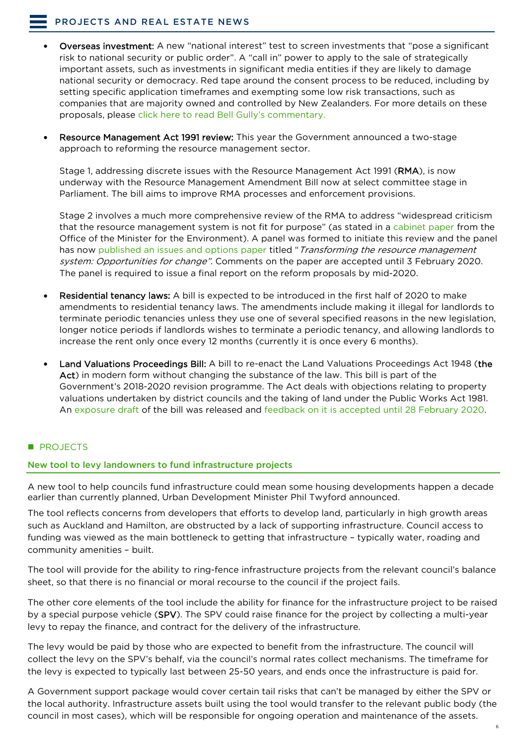- **Overseas investment:** A new "national interest" test to screen investments that "pose a significant risk to national security or public order". A "call in" power to apply to the sale of strategically important assets, such as investments in significant media entities if they are likely to damage national security or democracy. Red tape around the consent process to be reduced, including by setting specific application timeframes and exempting some low risk transactions, such as companies that are majority owned and controlled by New Zealanders. For more details on these proposals, please click here to read Bell Gully's commentary.

- **Resource Management Act 1991 review:** This year the Government announced a two-stage approach to reforming the resource management sector.

  Stage 1, addressing discrete issues with the Resource Management Act 1991 (**RMA**), is now underway with the Resource Management Amendment Bill now at select committee stage in Parliament. The bill aims to improve RMA processes and enforcement provisions.

  Stage 2 involves a much more comprehensive review of the RMA to address "widespread criticism that the resource management system is not fit for purpose" (as stated in a cabinet paper from the Office of the Minister for the Environment). A panel was formed to initiate this review and the panel has now published an issues and options paper titled "*Transforming the resource management system: Opportunities for change*". Comments on the paper are accepted until 3 February 2020. The panel is required to issue a final report on the reform proposals by mid-2020.

- **Residential tenancy laws:** A bill is expected to be introduced in the first half of 2020 to make amendments to residential tenancy laws. The amendments include making it illegal for landlords to terminate periodic tenancies unless they use one of several specified reasons in the new legislation, longer notice periods if landlords wishes to terminate a periodic tenancy, and allowing landlords to increase the rent only once every 12 months (currently it is once every 6 months).

- **Land Valuations Proceedings Bill:** A bill to re-enact the Land Valuations Proceedings Act 1948 (**the Act**) in modern form without changing the substance of the law. This bill is part of the Government's 2018-2020 revision programme. The Act deals with objections relating to property valuations undertaken by district councils and the taking of land under the Public Works Act 1981. An exposure draft of the bill was released and feedback on it is accepted until 28 February 2020.

## PROJECTS

### New tool to levy landowners to fund infrastructure projects

A new tool to help councils fund infrastructure could mean some housing developments happen a decade earlier than currently planned, Urban Development Minister Phil Twyford announced.

The tool reflects concerns from developers that efforts to develop land, particularly in high growth areas such as Auckland and Hamilton, are obstructed by a lack of supporting infrastructure. Council access to funding was viewed as the main bottleneck to getting that infrastructure – typically water, roading and community amenities – built.

The tool will provide for the ability to ring-fence infrastructure projects from the relevant council's balance sheet, so that there is no financial or moral recourse to the council if the project fails.

The other core elements of the tool include the ability for finance for the infrastructure project to be raised by a special purpose vehicle (**SPV**). The SPV could raise finance for the project by collecting a multi-year levy to repay the finance, and contract for the delivery of the infrastructure.

The levy would be paid by those who are expected to benefit from the infrastructure. The council will collect the levy on the SPV's behalf, via the council's normal rates collect mechanisms. The timeframe for the levy is expected to typically last between 25-50 years, and ends once the infrastructure is paid for.

A Government support package would cover certain tail risks that can't be managed by either the SPV or the local authority. Infrastructure assets built using the tool would transfer to the relevant public body (the council in most cases), which will be responsible for ongoing operation and maintenance of the assets.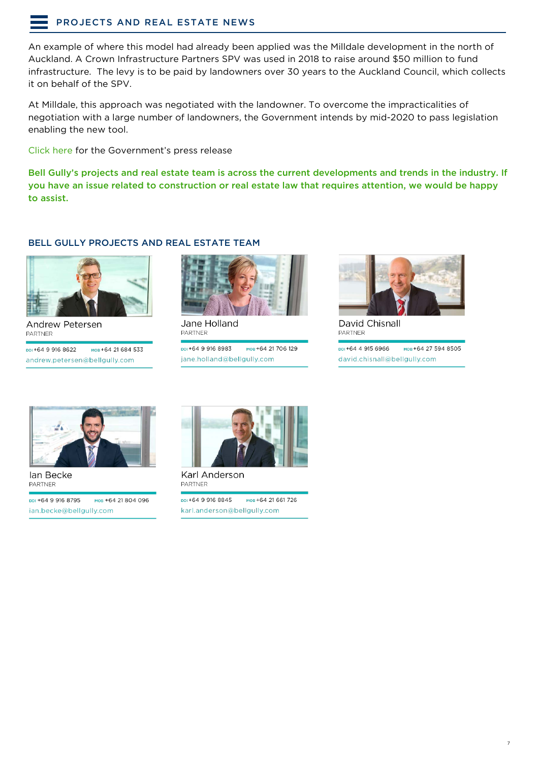An example of where this model had already been applied was the Milldale development in the north of Auckland. A Crown Infrastructure Partners SPV was used in 2018 to raise around $50 million to fund infrastructure. The levy is to be paid by landowners over 30 years to the Auckland Council, which collects it on behalf of the SPV.

At Milldale, this approach was negotiated with the landowner. To overcome the impracticalities of negotiation with a large number of landowners, the Government intends by mid-2020 to pass legislation enabling the new tool.

Click here for the Government's press release

**Bell Gully's projects and real estate team is across the current developments and trends in the industry. If you have an issue related to construction or real estate law that requires attention, we would be happy to assist.**

## BELL GULLY PROJECTS AND REAL ESTATE TEAM

**Andrew Petersen**
PARTNER
DDI +64 9 916 8622 MOB +64 21 684 533
andrew.petersen@bellgully.com

**Jane Holland**
PARTNER
DDI +64 9 916 8983 MOB +64 21 706 129
jane.holland@bellgully.com

**David Chisnall**
PARTNER
DDI +64 4 915 6966 MOB +64 27 594 8505
david.chisnall@bellgully.com

**Ian Becke**
PARTNER
DDI +64 9 916 8795 MOB +64 21 804 096
ian.becke@bellgully.com

**Karl Anderson**
PARTNER
DDI +64 9 916 8845 MOB +64 21 661 726
karl.anderson@bellgully.com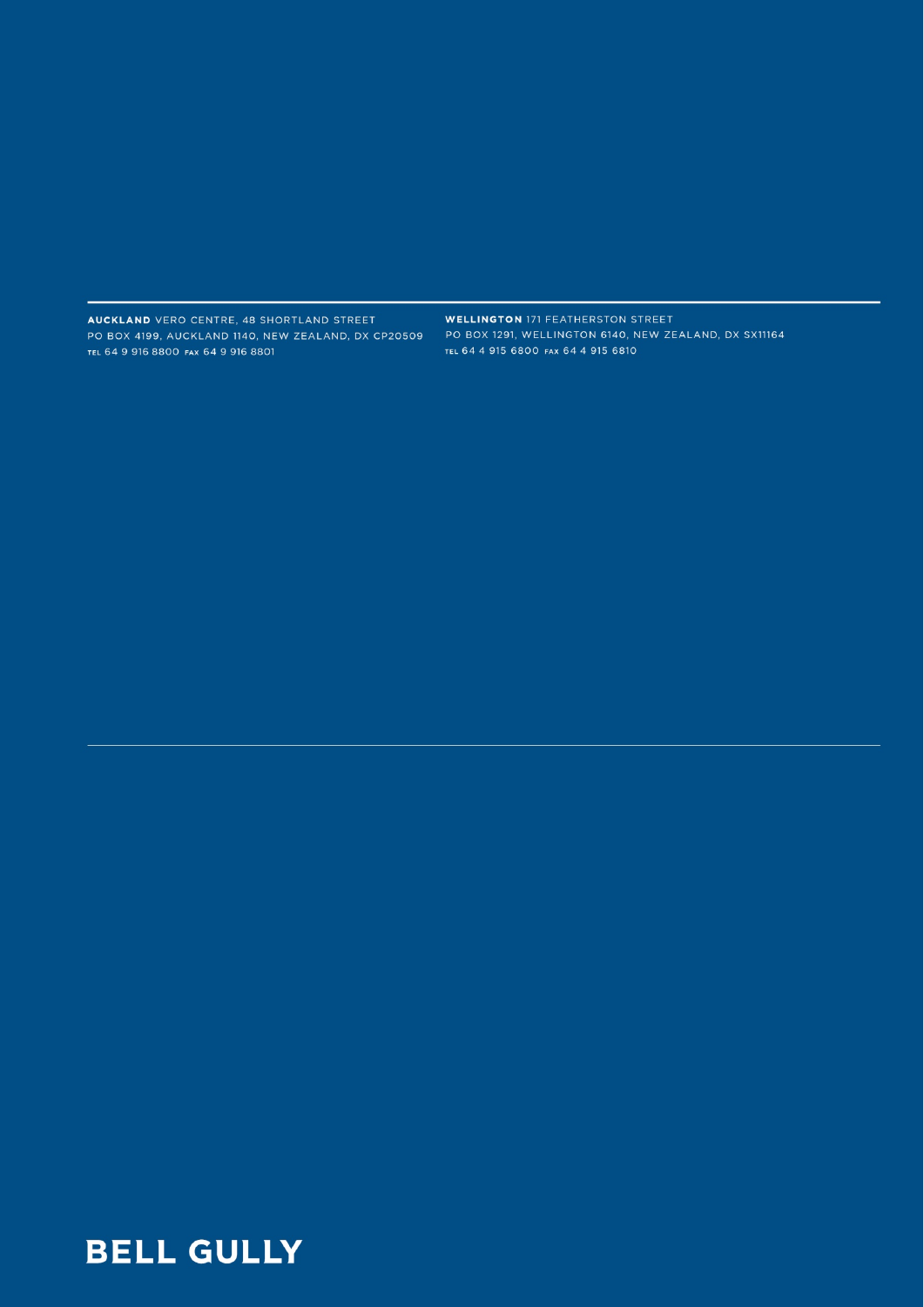**AUCKLAND** VERO CENTRE, 48 SHORTLAND STREET
PO BOX 4199, AUCKLAND 1140, NEW ZEALAND, DX CP20509
TEL 64 9 916 8800 FAX 64 9 916 8801

**WELLINGTON** 171 FEATHERSTON STREET
PO BOX 1291, WELLINGTON 6140, NEW ZEALAND, DX SX11164
TEL 64 4 915 6800 FAX 64 4 915 6810

**BELL GULLY**